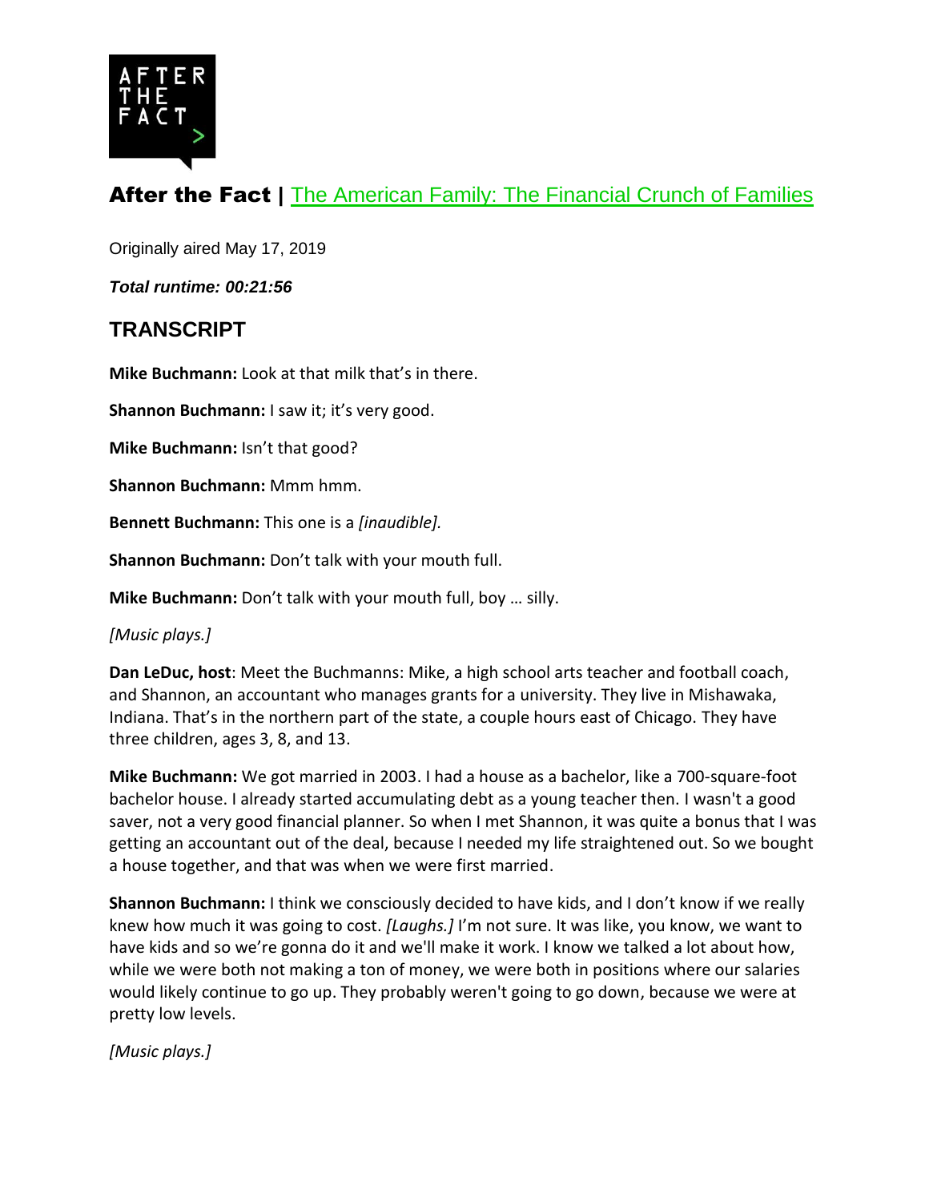## After the Fact | The American Family: The Financial Crunch of Families

Originally aired May 17, 2019

***Total runtime: 00:21:56***

## TRANSCRIPT

**Mike Buchmann:** Look at that milk that's in there.

**Shannon Buchmann:** I saw it; it's very good.

**Mike Buchmann:** Isn't that good?

**Shannon Buchmann:** Mmm hmm.

**Bennett Buchmann:** This one is a *[inaudible].*

**Shannon Buchmann:** Don't talk with your mouth full.

**Mike Buchmann:** Don't talk with your mouth full, boy … silly.

*[Music plays.]*

**Dan LeDuc, host**: Meet the Buchmanns: Mike, a high school arts teacher and football coach, and Shannon, an accountant who manages grants for a university. They live in Mishawaka, Indiana. That's in the northern part of the state, a couple hours east of Chicago. They have three children, ages 3, 8, and 13.

**Mike Buchmann:** We got married in 2003. I had a house as a bachelor, like a 700-square-foot bachelor house. I already started accumulating debt as a young teacher then. I wasn't a good saver, not a very good financial planner. So when I met Shannon, it was quite a bonus that I was getting an accountant out of the deal, because I needed my life straightened out. So we bought a house together, and that was when we were first married.

**Shannon Buchmann:** I think we consciously decided to have kids, and I don't know if we really knew how much it was going to cost. *[Laughs.]* I'm not sure. It was like, you know, we want to have kids and so we're gonna do it and we'll make it work. I know we talked a lot about how, while we were both not making a ton of money, we were both in positions where our salaries would likely continue to go up. They probably weren't going to go down, because we were at pretty low levels.

*[Music plays.]*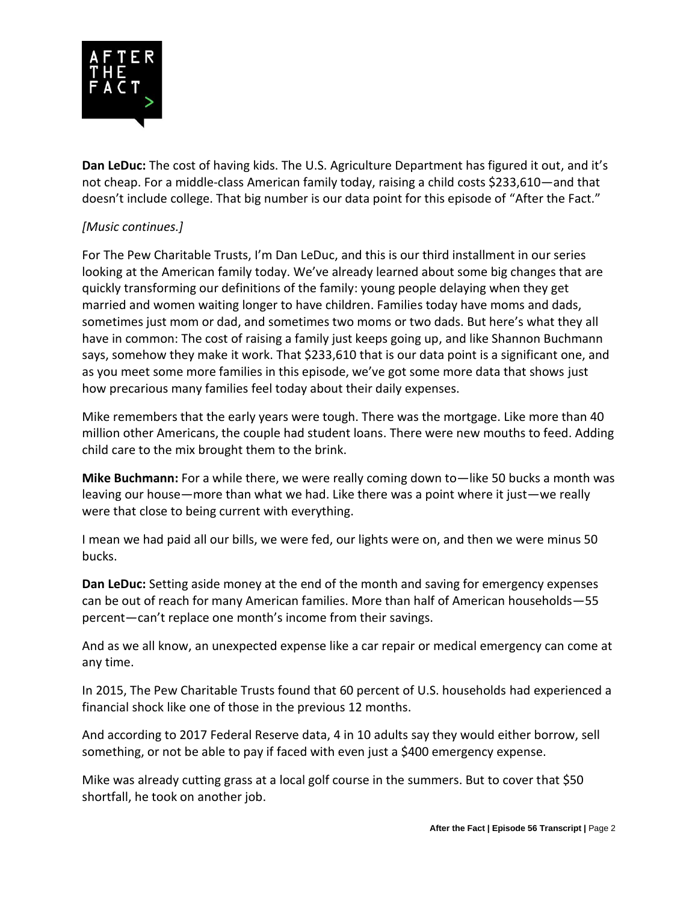**Dan LeDuc:** The cost of having kids. The U.S. Agriculture Department has figured it out, and it's not cheap. For a middle-class American family today, raising a child costs $233,610—and that doesn't include college. That big number is our data point for this episode of "After the Fact."

*[Music continues.]*

For The Pew Charitable Trusts, I'm Dan LeDuc, and this is our third installment in our series looking at the American family today. We've already learned about some big changes that are quickly transforming our definitions of the family: young people delaying when they get married and women waiting longer to have children. Families today have moms and dads, sometimes just mom or dad, and sometimes two moms or two dads. But here's what they all have in common: The cost of raising a family just keeps going up, and like Shannon Buchmann says, somehow they make it work. That $233,610 that is our data point is a significant one, and as you meet some more families in this episode, we've got some more data that shows just how precarious many families feel today about their daily expenses.

Mike remembers that the early years were tough. There was the mortgage. Like more than 40 million other Americans, the couple had student loans. There were new mouths to feed. Adding child care to the mix brought them to the brink.

**Mike Buchmann:** For a while there, we were really coming down to—like 50 bucks a month was leaving our house—more than what we had. Like there was a point where it just—we really were that close to being current with everything.

I mean we had paid all our bills, we were fed, our lights were on, and then we were minus 50 bucks.

**Dan LeDuc:** Setting aside money at the end of the month and saving for emergency expenses can be out of reach for many American families. More than half of American households—55 percent—can't replace one month's income from their savings.

And as we all know, an unexpected expense like a car repair or medical emergency can come at any time.

In 2015, The Pew Charitable Trusts found that 60 percent of U.S. households had experienced a financial shock like one of those in the previous 12 months.

And according to 2017 Federal Reserve data, 4 in 10 adults say they would either borrow, sell something, or not be able to pay if faced with even just a $400 emergency expense.

Mike was already cutting grass at a local golf course in the summers. But to cover that $50 shortfall, he took on another job.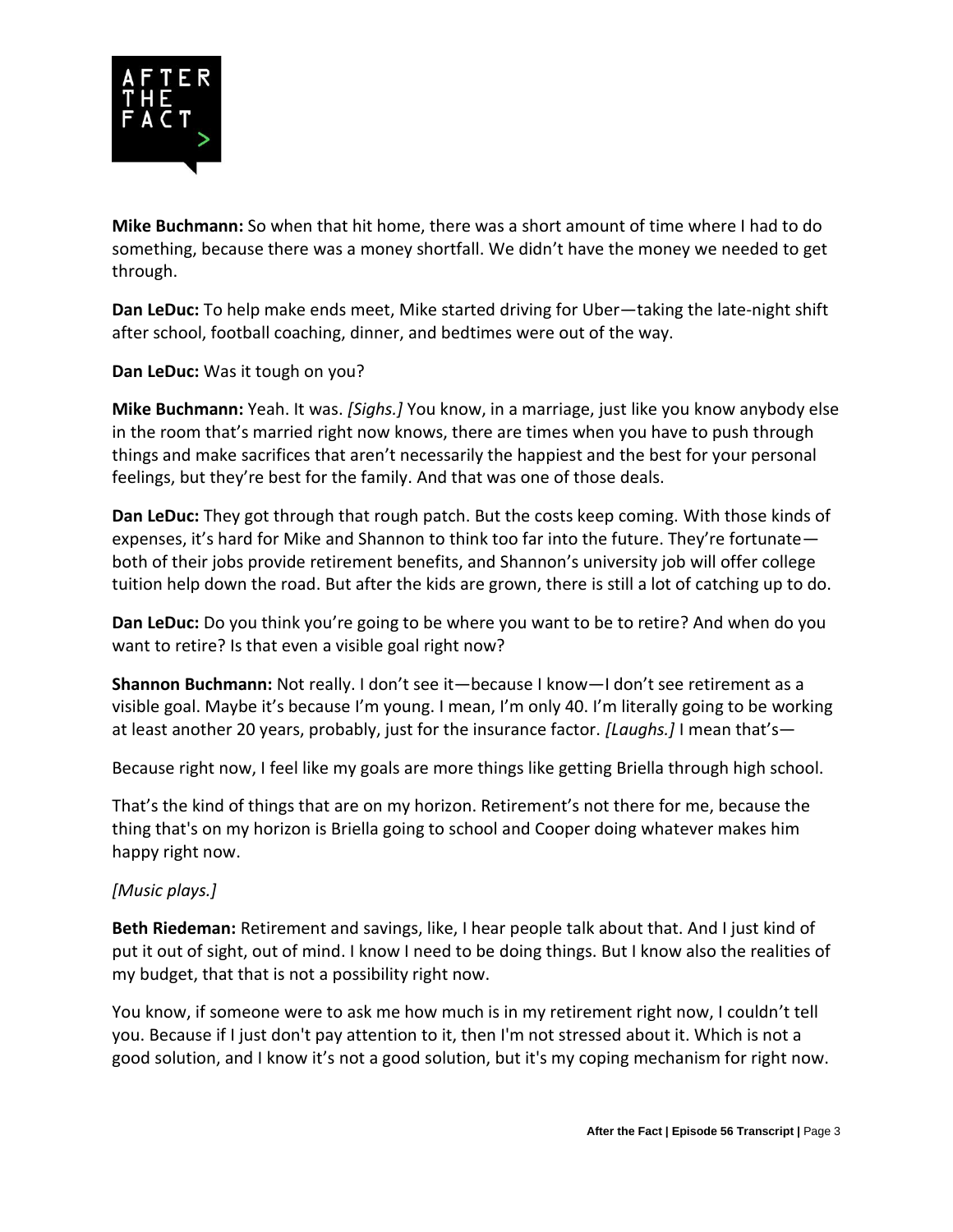**Mike Buchmann:** So when that hit home, there was a short amount of time where I had to do something, because there was a money shortfall. We didn't have the money we needed to get through.

**Dan LeDuc:** To help make ends meet, Mike started driving for Uber—taking the late-night shift after school, football coaching, dinner, and bedtimes were out of the way.

**Dan LeDuc:** Was it tough on you?

**Mike Buchmann:** Yeah. It was. *[Sighs.]* You know, in a marriage, just like you know anybody else in the room that's married right now knows, there are times when you have to push through things and make sacrifices that aren't necessarily the happiest and the best for your personal feelings, but they're best for the family. And that was one of those deals.

**Dan LeDuc:** They got through that rough patch. But the costs keep coming. With those kinds of expenses, it's hard for Mike and Shannon to think too far into the future. They're fortunate—both of their jobs provide retirement benefits, and Shannon's university job will offer college tuition help down the road. But after the kids are grown, there is still a lot of catching up to do.

**Dan LeDuc:** Do you think you're going to be where you want to be to retire? And when do you want to retire? Is that even a visible goal right now?

**Shannon Buchmann:** Not really. I don't see it—because I know—I don't see retirement as a visible goal. Maybe it's because I'm young. I mean, I'm only 40. I'm literally going to be working at least another 20 years, probably, just for the insurance factor. *[Laughs.]* I mean that's—

Because right now, I feel like my goals are more things like getting Briella through high school.

That's the kind of things that are on my horizon. Retirement's not there for me, because the thing that's on my horizon is Briella going to school and Cooper doing whatever makes him happy right now.

*[Music plays.]*

**Beth Riedeman:** Retirement and savings, like, I hear people talk about that. And I just kind of put it out of sight, out of mind. I know I need to be doing things. But I know also the realities of my budget, that that is not a possibility right now.

You know, if someone were to ask me how much is in my retirement right now, I couldn't tell you. Because if I just don't pay attention to it, then I'm not stressed about it. Which is not a good solution, and I know it's not a good solution, but it's my coping mechanism for right now.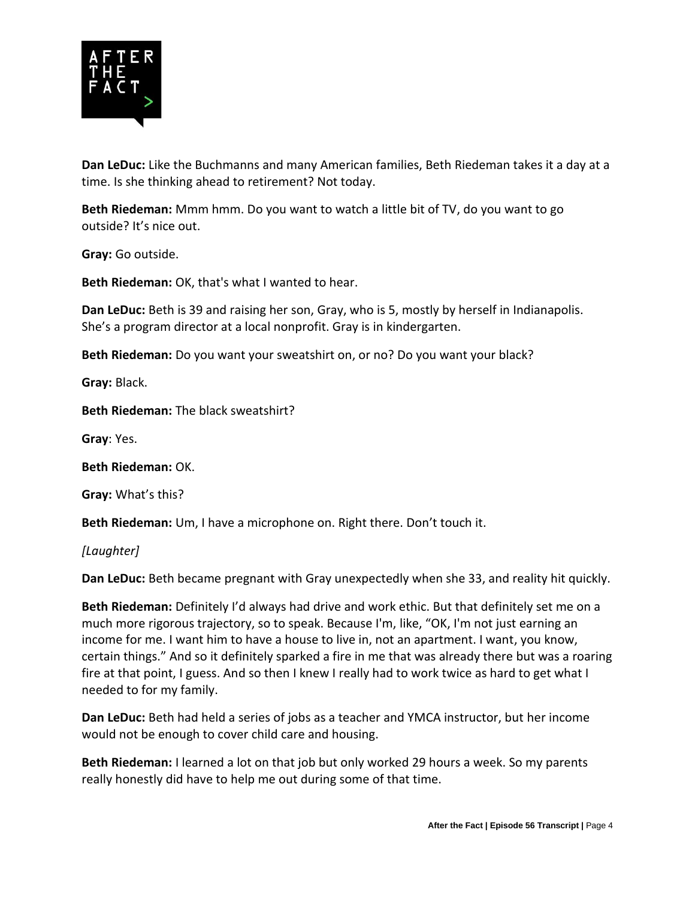**Dan LeDuc:** Like the Buchmanns and many American families, Beth Riedeman takes it a day at a time. Is she thinking ahead to retirement? Not today.

**Beth Riedeman:** Mmm hmm. Do you want to watch a little bit of TV, do you want to go outside? It's nice out.

**Gray:** Go outside.

**Beth Riedeman:** OK, that's what I wanted to hear.

**Dan LeDuc:** Beth is 39 and raising her son, Gray, who is 5, mostly by herself in Indianapolis. She's a program director at a local nonprofit. Gray is in kindergarten.

**Beth Riedeman:** Do you want your sweatshirt on, or no? Do you want your black?

**Gray:** Black.

**Beth Riedeman:** The black sweatshirt?

**Gray**: Yes.

**Beth Riedeman:** OK.

**Gray:** What's this?

**Beth Riedeman:** Um, I have a microphone on. Right there. Don't touch it.

*[Laughter]*

**Dan LeDuc:** Beth became pregnant with Gray unexpectedly when she 33, and reality hit quickly.

**Beth Riedeman:** Definitely I'd always had drive and work ethic. But that definitely set me on a much more rigorous trajectory, so to speak. Because I'm, like, "OK, I'm not just earning an income for me. I want him to have a house to live in, not an apartment. I want, you know, certain things." And so it definitely sparked a fire in me that was already there but was a roaring fire at that point, I guess. And so then I knew I really had to work twice as hard to get what I needed to for my family.

**Dan LeDuc:** Beth had held a series of jobs as a teacher and YMCA instructor, but her income would not be enough to cover child care and housing.

**Beth Riedeman:** I learned a lot on that job but only worked 29 hours a week. So my parents really honestly did have to help me out during some of that time.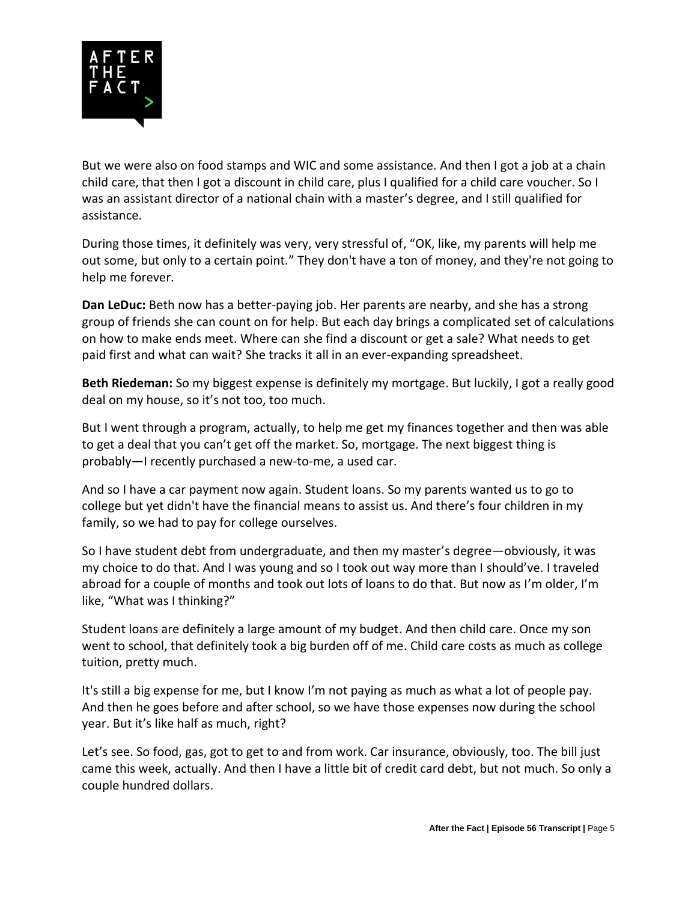But we were also on food stamps and WIC and some assistance. And then I got a job at a chain child care, that then I got a discount in child care, plus I qualified for a child care voucher. So I was an assistant director of a national chain with a master's degree, and I still qualified for assistance.

During those times, it definitely was very, very stressful of, "OK, like, my parents will help me out some, but only to a certain point." They don't have a ton of money, and they're not going to help me forever.

**Dan LeDuc:** Beth now has a better-paying job. Her parents are nearby, and she has a strong group of friends she can count on for help. But each day brings a complicated set of calculations on how to make ends meet. Where can she find a discount or get a sale? What needs to get paid first and what can wait? She tracks it all in an ever-expanding spreadsheet.

**Beth Riedeman:** So my biggest expense is definitely my mortgage. But luckily, I got a really good deal on my house, so it's not too, too much.

But I went through a program, actually, to help me get my finances together and then was able to get a deal that you can't get off the market. So, mortgage. The next biggest thing is probably—I recently purchased a new-to-me, a used car.

And so I have a car payment now again. Student loans. So my parents wanted us to go to college but yet didn't have the financial means to assist us. And there's four children in my family, so we had to pay for college ourselves.

So I have student debt from undergraduate, and then my master's degree—obviously, it was my choice to do that. And I was young and so I took out way more than I should've. I traveled abroad for a couple of months and took out lots of loans to do that. But now as I'm older, I'm like, "What was I thinking?"

Student loans are definitely a large amount of my budget. And then child care. Once my son went to school, that definitely took a big burden off of me. Child care costs as much as college tuition, pretty much.

It's still a big expense for me, but I know I'm not paying as much as what a lot of people pay. And then he goes before and after school, so we have those expenses now during the school year. But it's like half as much, right?

Let's see. So food, gas, got to get to and from work. Car insurance, obviously, too. The bill just came this week, actually. And then I have a little bit of credit card debt, but not much. So only a couple hundred dollars.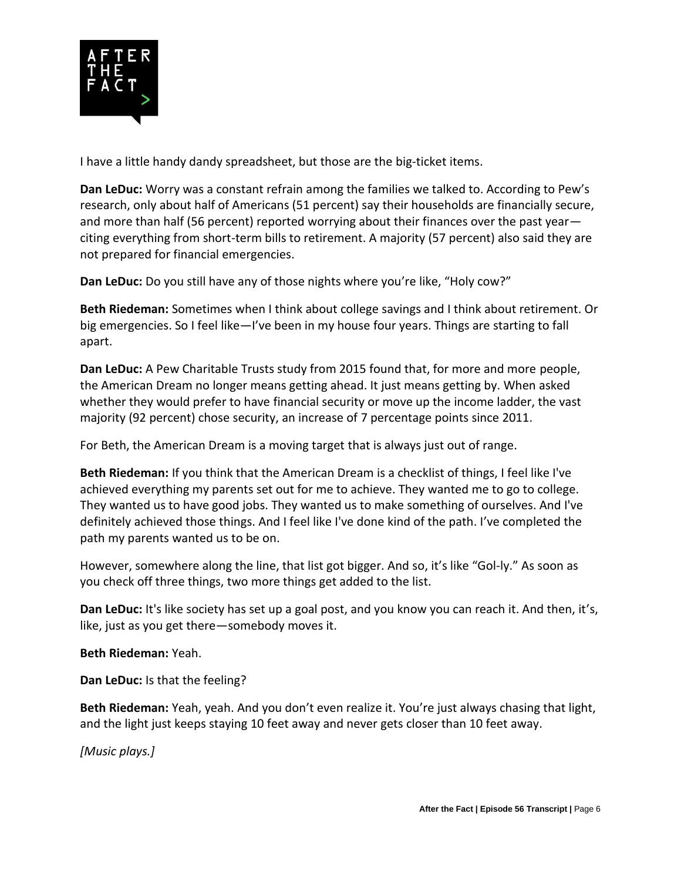I have a little handy dandy spreadsheet, but those are the big-ticket items.

**Dan LeDuc:** Worry was a constant refrain among the families we talked to. According to Pew's research, only about half of Americans (51 percent) say their households are financially secure, and more than half (56 percent) reported worrying about their finances over the past year—citing everything from short-term bills to retirement. A majority (57 percent) also said they are not prepared for financial emergencies.

**Dan LeDuc:** Do you still have any of those nights where you're like, "Holy cow?"

**Beth Riedeman:** Sometimes when I think about college savings and I think about retirement. Or big emergencies. So I feel like—I've been in my house four years. Things are starting to fall apart.

**Dan LeDuc:** A Pew Charitable Trusts study from 2015 found that, for more and more people, the American Dream no longer means getting ahead. It just means getting by. When asked whether they would prefer to have financial security or move up the income ladder, the vast majority (92 percent) chose security, an increase of 7 percentage points since 2011.

For Beth, the American Dream is a moving target that is always just out of range.

**Beth Riedeman:** If you think that the American Dream is a checklist of things, I feel like I've achieved everything my parents set out for me to achieve. They wanted me to go to college. They wanted us to have good jobs. They wanted us to make something of ourselves. And I've definitely achieved those things. And I feel like I've done kind of the path. I've completed the path my parents wanted us to be on.

However, somewhere along the line, that list got bigger. And so, it's like "Gol-ly." As soon as you check off three things, two more things get added to the list.

**Dan LeDuc:** It's like society has set up a goal post, and you know you can reach it. And then, it's, like, just as you get there—somebody moves it.

**Beth Riedeman:** Yeah.

**Dan LeDuc:** Is that the feeling?

**Beth Riedeman:** Yeah, yeah. And you don't even realize it. You're just always chasing that light, and the light just keeps staying 10 feet away and never gets closer than 10 feet away.

*[Music plays.]*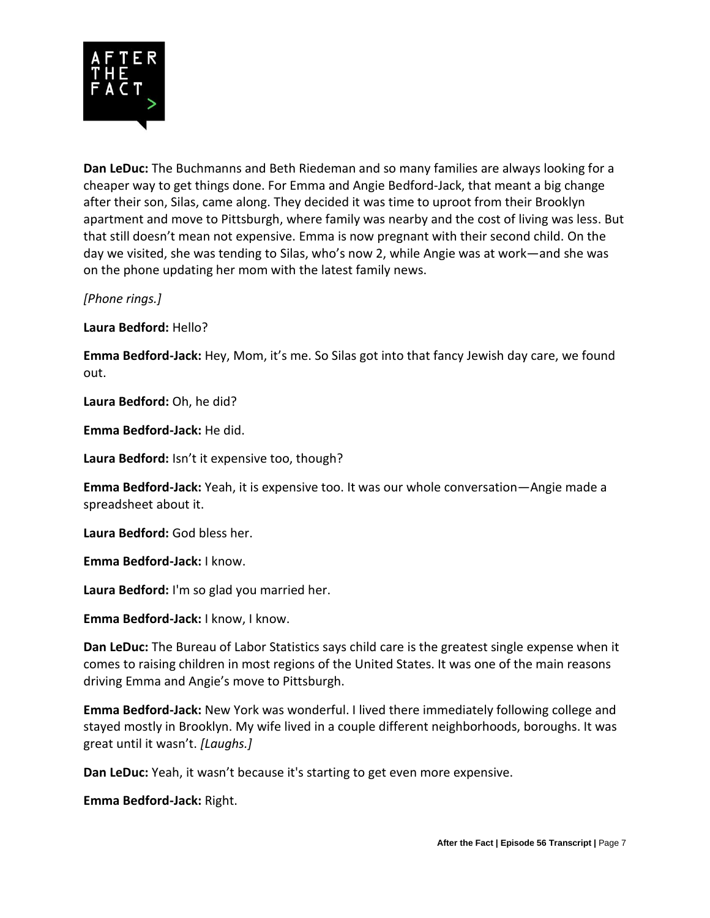**Dan LeDuc:** The Buchmanns and Beth Riedeman and so many families are always looking for a cheaper way to get things done. For Emma and Angie Bedford-Jack, that meant a big change after their son, Silas, came along. They decided it was time to uproot from their Brooklyn apartment and move to Pittsburgh, where family was nearby and the cost of living was less. But that still doesn't mean not expensive. Emma is now pregnant with their second child. On the day we visited, she was tending to Silas, who's now 2, while Angie was at work—and she was on the phone updating her mom with the latest family news.

*[Phone rings.]*

**Laura Bedford:** Hello?

**Emma Bedford-Jack:** Hey, Mom, it's me. So Silas got into that fancy Jewish day care, we found out.

**Laura Bedford:** Oh, he did?

**Emma Bedford-Jack:** He did.

**Laura Bedford:** Isn't it expensive too, though?

**Emma Bedford-Jack:** Yeah, it is expensive too. It was our whole conversation—Angie made a spreadsheet about it.

**Laura Bedford:** God bless her.

**Emma Bedford-Jack:** I know.

**Laura Bedford:** I'm so glad you married her.

**Emma Bedford-Jack:** I know, I know.

**Dan LeDuc:** The Bureau of Labor Statistics says child care is the greatest single expense when it comes to raising children in most regions of the United States. It was one of the main reasons driving Emma and Angie's move to Pittsburgh.

**Emma Bedford-Jack:** New York was wonderful. I lived there immediately following college and stayed mostly in Brooklyn. My wife lived in a couple different neighborhoods, boroughs. It was great until it wasn't. *[Laughs.]*

**Dan LeDuc:** Yeah, it wasn't because it's starting to get even more expensive.

**Emma Bedford-Jack:** Right.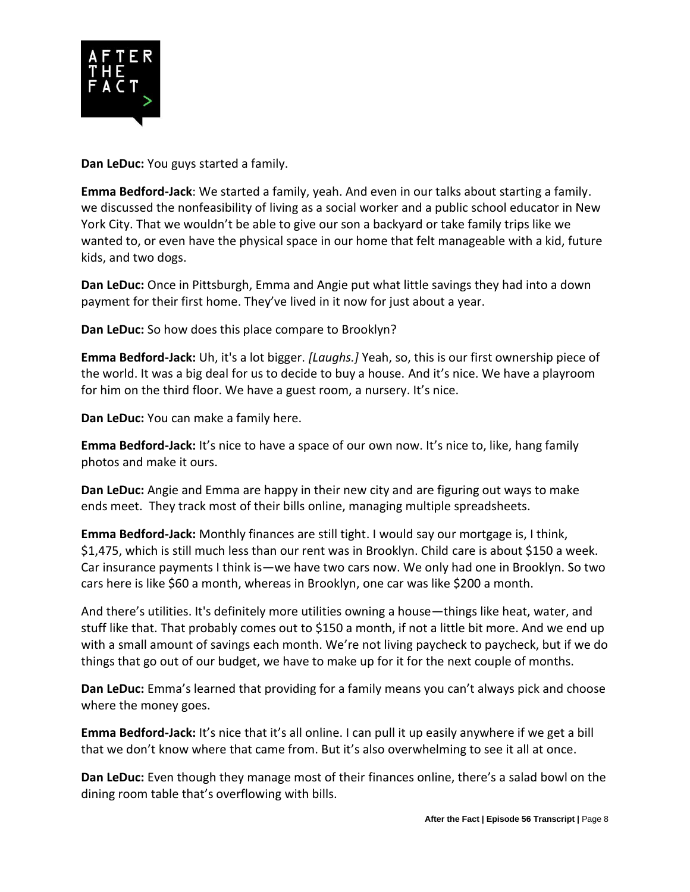**Dan LeDuc:** You guys started a family.

**Emma Bedford-Jack**: We started a family, yeah. And even in our talks about starting a family. we discussed the nonfeasibility of living as a social worker and a public school educator in New York City. That we wouldn't be able to give our son a backyard or take family trips like we wanted to, or even have the physical space in our home that felt manageable with a kid, future kids, and two dogs.

**Dan LeDuc:** Once in Pittsburgh, Emma and Angie put what little savings they had into a down payment for their first home. They've lived in it now for just about a year.

**Dan LeDuc:** So how does this place compare to Brooklyn?

**Emma Bedford-Jack:** Uh, it's a lot bigger. *[Laughs.]* Yeah, so, this is our first ownership piece of the world. It was a big deal for us to decide to buy a house. And it's nice. We have a playroom for him on the third floor. We have a guest room, a nursery. It's nice.

**Dan LeDuc:** You can make a family here.

**Emma Bedford-Jack:** It's nice to have a space of our own now. It's nice to, like, hang family photos and make it ours.

**Dan LeDuc:** Angie and Emma are happy in their new city and are figuring out ways to make ends meet. They track most of their bills online, managing multiple spreadsheets.

**Emma Bedford-Jack:** Monthly finances are still tight. I would say our mortgage is, I think, $1,475, which is still much less than our rent was in Brooklyn. Child care is about $150 a week. Car insurance payments I think is—we have two cars now. We only had one in Brooklyn. So two cars here is like $60 a month, whereas in Brooklyn, one car was like $200 a month.

And there's utilities. It's definitely more utilities owning a house—things like heat, water, and stuff like that. That probably comes out to $150 a month, if not a little bit more. And we end up with a small amount of savings each month. We're not living paycheck to paycheck, but if we do things that go out of our budget, we have to make up for it for the next couple of months.

**Dan LeDuc:** Emma's learned that providing for a family means you can't always pick and choose where the money goes.

**Emma Bedford-Jack:** It's nice that it's all online. I can pull it up easily anywhere if we get a bill that we don't know where that came from. But it's also overwhelming to see it all at once.

**Dan LeDuc:** Even though they manage most of their finances online, there's a salad bowl on the dining room table that's overflowing with bills.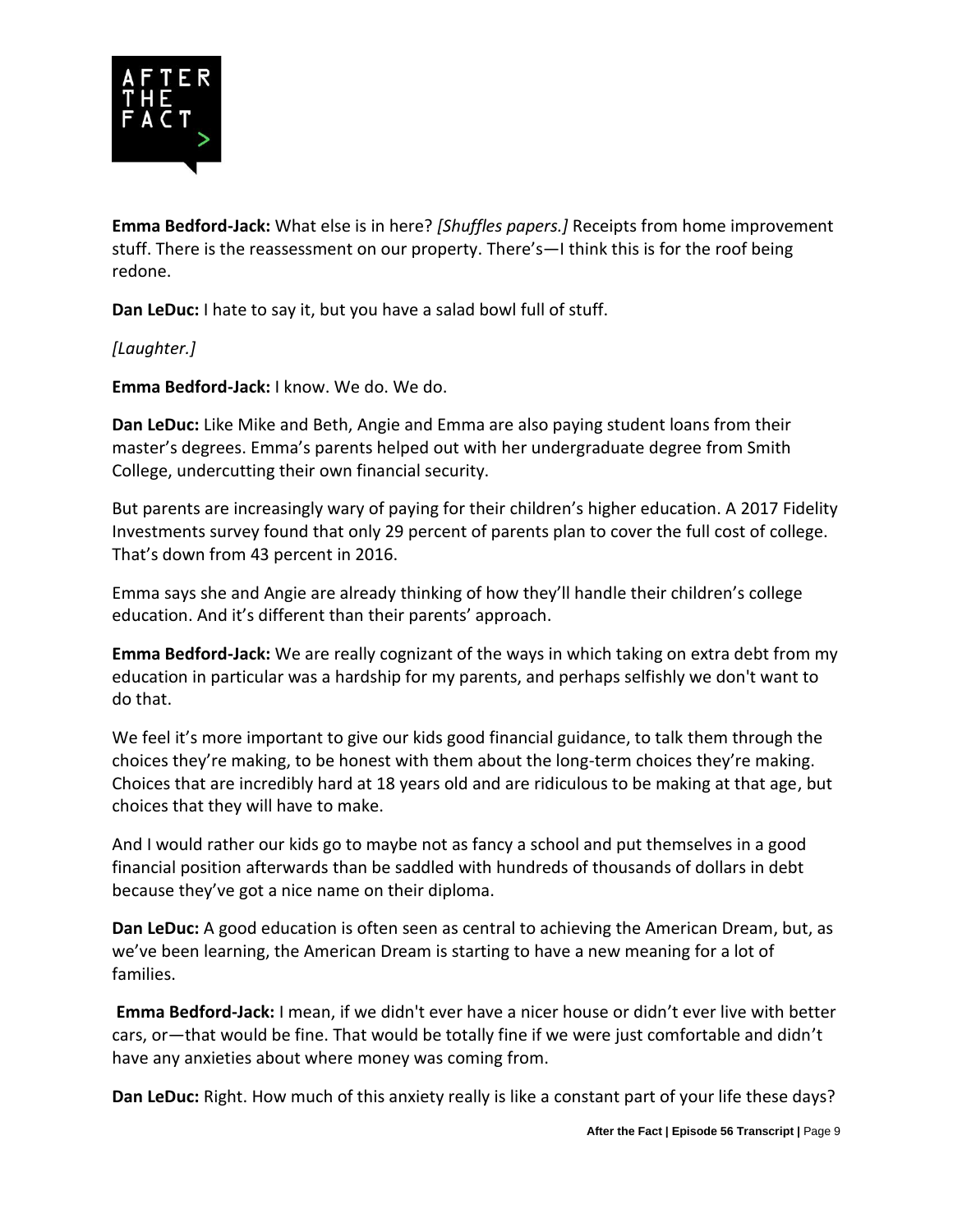**Emma Bedford-Jack:** What else is in here? *[Shuffles papers.]* Receipts from home improvement stuff. There is the reassessment on our property. There's—I think this is for the roof being redone.

**Dan LeDuc:** I hate to say it, but you have a salad bowl full of stuff.

*[Laughter.]*

**Emma Bedford-Jack:** I know. We do. We do.

**Dan LeDuc:** Like Mike and Beth, Angie and Emma are also paying student loans from their master's degrees. Emma's parents helped out with her undergraduate degree from Smith College, undercutting their own financial security.

But parents are increasingly wary of paying for their children's higher education. A 2017 Fidelity Investments survey found that only 29 percent of parents plan to cover the full cost of college. That's down from 43 percent in 2016.

Emma says she and Angie are already thinking of how they'll handle their children's college education. And it's different than their parents' approach.

**Emma Bedford-Jack:** We are really cognizant of the ways in which taking on extra debt from my education in particular was a hardship for my parents, and perhaps selfishly we don't want to do that.

We feel it's more important to give our kids good financial guidance, to talk them through the choices they're making, to be honest with them about the long-term choices they're making. Choices that are incredibly hard at 18 years old and are ridiculous to be making at that age, but choices that they will have to make.

And I would rather our kids go to maybe not as fancy a school and put themselves in a good financial position afterwards than be saddled with hundreds of thousands of dollars in debt because they've got a nice name on their diploma.

**Dan LeDuc:** A good education is often seen as central to achieving the American Dream, but, as we've been learning, the American Dream is starting to have a new meaning for a lot of families.

**Emma Bedford-Jack:** I mean, if we didn't ever have a nicer house or didn't ever live with better cars, or—that would be fine. That would be totally fine if we were just comfortable and didn't have any anxieties about where money was coming from.

**Dan LeDuc:** Right. How much of this anxiety really is like a constant part of your life these days?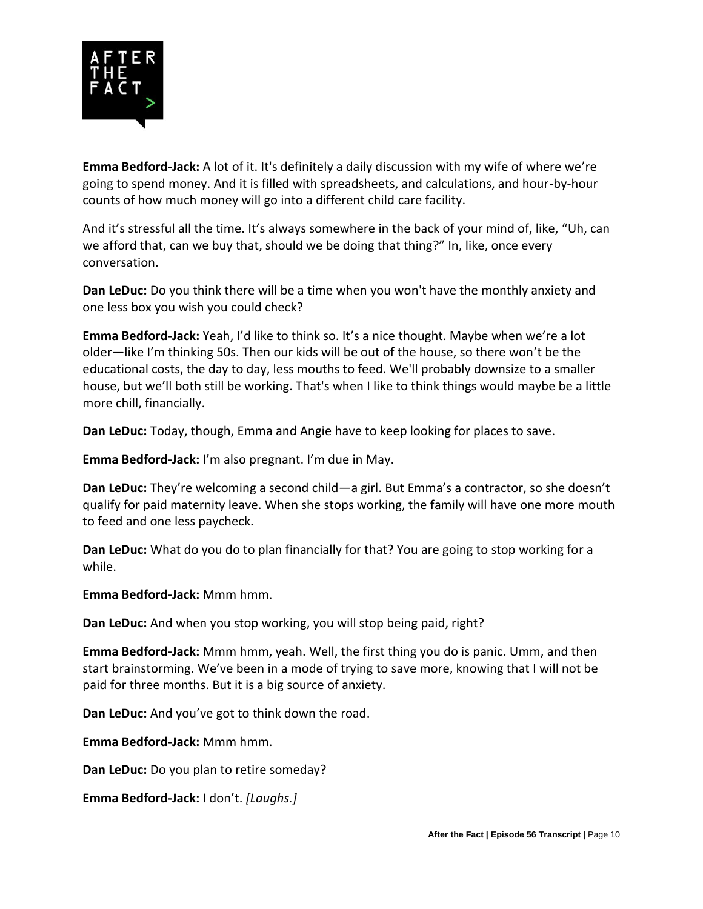**Emma Bedford-Jack:** A lot of it. It's definitely a daily discussion with my wife of where we're going to spend money. And it is filled with spreadsheets, and calculations, and hour-by-hour counts of how much money will go into a different child care facility.

And it's stressful all the time. It's always somewhere in the back of your mind of, like, "Uh, can we afford that, can we buy that, should we be doing that thing?" In, like, once every conversation.

**Dan LeDuc:** Do you think there will be a time when you won't have the monthly anxiety and one less box you wish you could check?

**Emma Bedford-Jack:** Yeah, I'd like to think so. It's a nice thought. Maybe when we're a lot older—like I'm thinking 50s. Then our kids will be out of the house, so there won't be the educational costs, the day to day, less mouths to feed. We'll probably downsize to a smaller house, but we'll both still be working. That's when I like to think things would maybe be a little more chill, financially.

**Dan LeDuc:** Today, though, Emma and Angie have to keep looking for places to save.

**Emma Bedford-Jack:** I'm also pregnant. I'm due in May.

**Dan LeDuc:** They're welcoming a second child—a girl. But Emma's a contractor, so she doesn't qualify for paid maternity leave. When she stops working, the family will have one more mouth to feed and one less paycheck.

**Dan LeDuc:** What do you do to plan financially for that? You are going to stop working for a while.

**Emma Bedford-Jack:** Mmm hmm.

**Dan LeDuc:** And when you stop working, you will stop being paid, right?

**Emma Bedford-Jack:** Mmm hmm, yeah. Well, the first thing you do is panic. Umm, and then start brainstorming. We've been in a mode of trying to save more, knowing that I will not be paid for three months. But it is a big source of anxiety.

**Dan LeDuc:** And you've got to think down the road.

**Emma Bedford-Jack:** Mmm hmm.

**Dan LeDuc:** Do you plan to retire someday?

**Emma Bedford-Jack:** I don't. *[Laughs.]*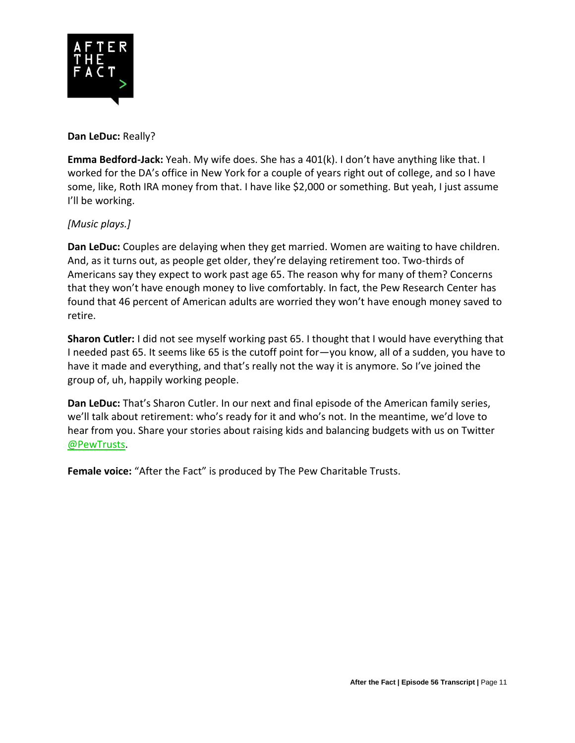**Dan LeDuc:** Really?

**Emma Bedford-Jack:** Yeah. My wife does. She has a 401(k). I don't have anything like that. I worked for the DA's office in New York for a couple of years right out of college, and so I have some, like, Roth IRA money from that. I have like $2,000 or something. But yeah, I just assume I'll be working.

*[Music plays.]*

**Dan LeDuc:** Couples are delaying when they get married. Women are waiting to have children. And, as it turns out, as people get older, they're delaying retirement too. Two-thirds of Americans say they expect to work past age 65. The reason why for many of them? Concerns that they won't have enough money to live comfortably. In fact, the Pew Research Center has found that 46 percent of American adults are worried they won't have enough money saved to retire.

**Sharon Cutler:** I did not see myself working past 65. I thought that I would have everything that I needed past 65. It seems like 65 is the cutoff point for—you know, all of a sudden, you have to have it made and everything, and that's really not the way it is anymore. So I've joined the group of, uh, happily working people.

**Dan LeDuc:** That's Sharon Cutler. In our next and final episode of the American family series, we'll talk about retirement: who's ready for it and who's not. In the meantime, we'd love to hear from you. Share your stories about raising kids and balancing budgets with us on Twitter @PewTrusts.

**Female voice:** "After the Fact" is produced by The Pew Charitable Trusts.